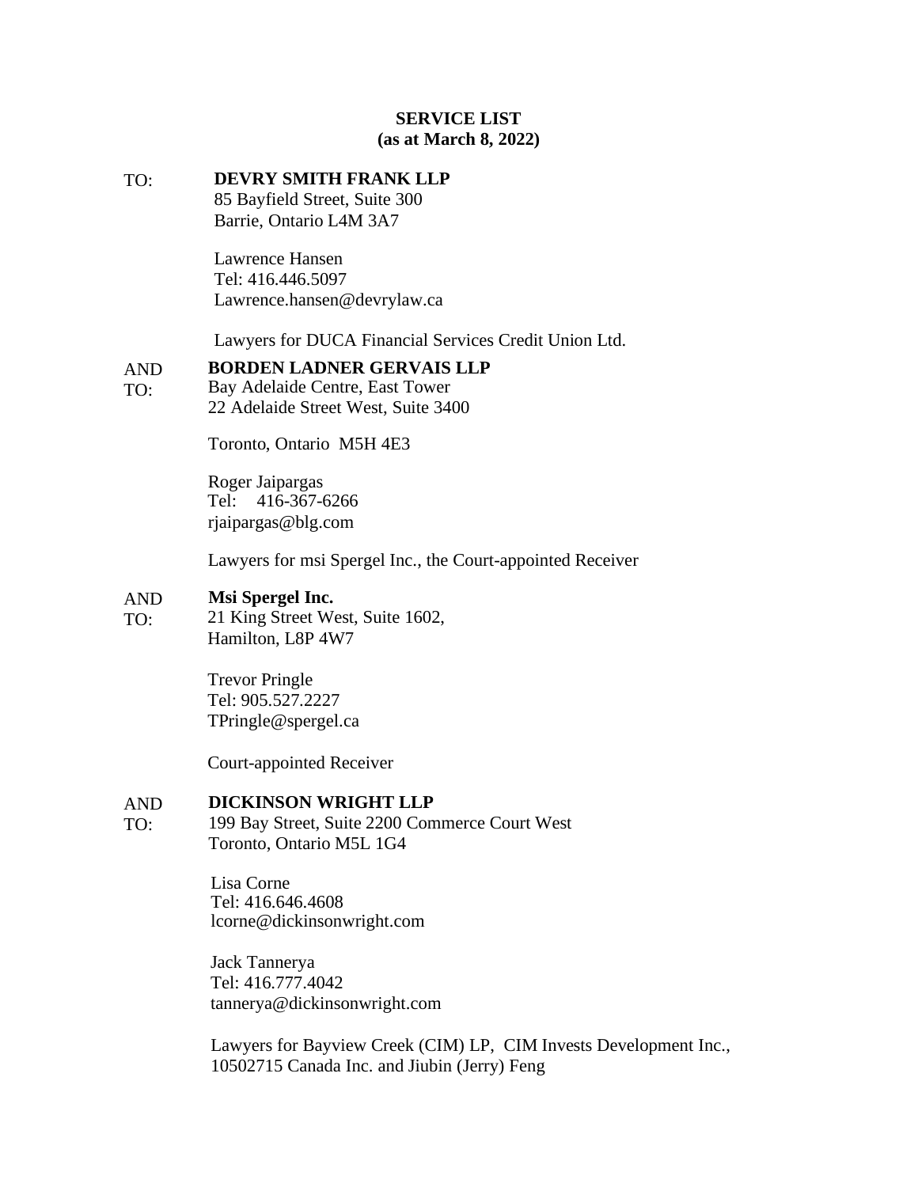**SERVICE LIST**
**(as at March 8, 2022)**

TO: **DEVRY SMITH FRANK LLP**
85 Bayfield Street, Suite 300
Barrie, Ontario L4M 3A7

Lawrence Hansen
Tel: 416.446.5097
Lawrence.hansen@devrylaw.ca

Lawyers for DUCA Financial Services Credit Union Ltd.

AND TO: **BORDEN LADNER GERVAIS LLP**
Bay Adelaide Centre, East Tower
22 Adelaide Street West, Suite 3400

Toronto, Ontario M5H 4E3

Roger Jaipargas
Tel: 416-367-6266
rjaipargas@blg.com

Lawyers for msi Spergel Inc., the Court-appointed Receiver

AND TO: **Msi Spergel Inc.**
21 King Street West, Suite 1602,
Hamilton, L8P 4W7

Trevor Pringle
Tel: 905.527.2227
TPringle@spergel.ca

Court-appointed Receiver

AND TO: **DICKINSON WRIGHT LLP**
199 Bay Street, Suite 2200 Commerce Court West
Toronto, Ontario M5L 1G4

Lisa Corne
Tel: 416.646.4608
lcorne@dickinsonwright.com

Jack Tannerya
Tel: 416.777.4042
tannerya@dickinsonwright.com

Lawyers for Bayview Creek (CIM) LP, CIM Invests Development Inc., 10502715 Canada Inc. and Jiubin (Jerry) Feng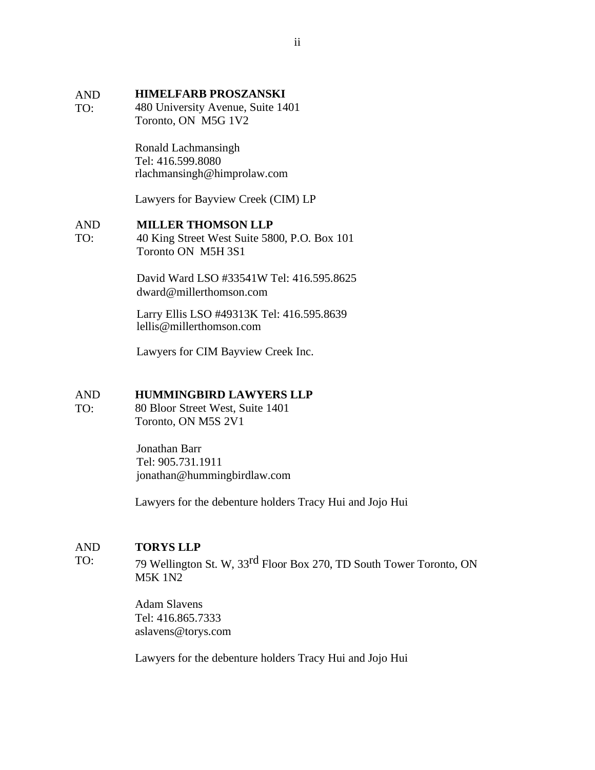AND TO: **HIMELFARB PROSZANSKI**
480 University Avenue, Suite 1401
Toronto, ON M5G 1V2

Ronald Lachmansingh
Tel: 416.599.8080
rlachmansingh@himprolaw.com

Lawyers for Bayview Creek (CIM) LP

AND TO: **MILLER THOMSON LLP**
40 King Street West Suite 5800, P.O. Box 101
Toronto ON M5H 3S1

David Ward LSO #33541W Tel: 416.595.8625
dward@millerthomson.com

Larry Ellis LSO #49313K Tel: 416.595.8639
lellis@millerthomson.com

Lawyers for CIM Bayview Creek Inc.

AND TO: **HUMMINGBIRD LAWYERS LLP**
80 Bloor Street West, Suite 1401
Toronto, ON M5S 2V1

Jonathan Barr
Tel: 905.731.1911
jonathan@hummingbirdlaw.com

Lawyers for the debenture holders Tracy Hui and Jojo Hui

AND TO: **TORYS LLP**
79 Wellington St. W, 33rd Floor Box 270, TD South Tower Toronto, ON M5K 1N2

Adam Slavens
Tel: 416.865.7333
aslavens@torys.com

Lawyers for the debenture holders Tracy Hui and Jojo Hui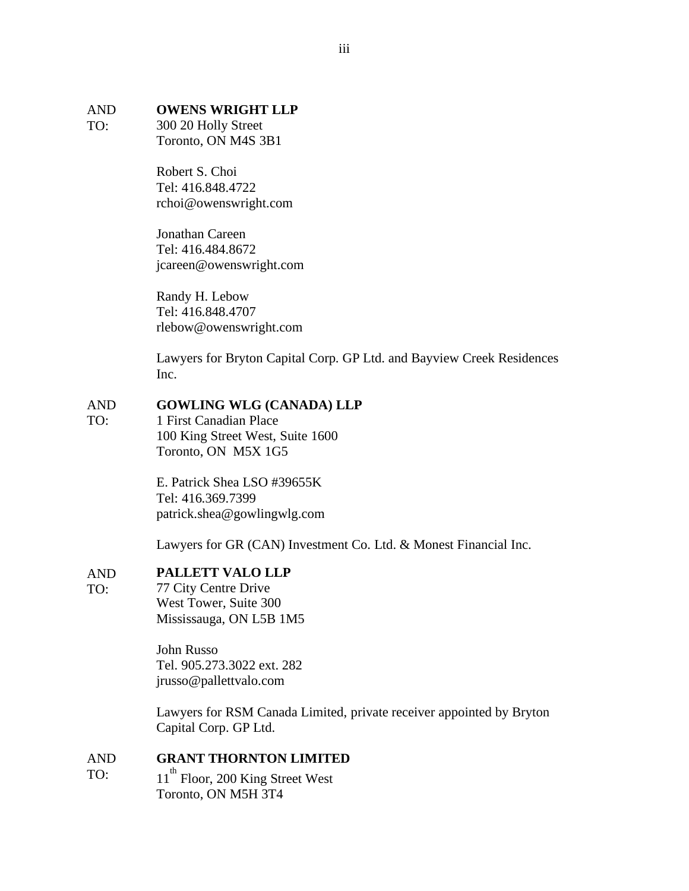AND TO: **OWENS WRIGHT LLP**
300 20 Holly Street
Toronto, ON M4S 3B1

Robert S. Choi
Tel: 416.848.4722
rchoi@owenswright.com

Jonathan Careen
Tel: 416.484.8672
jcareen@owenswright.com

Randy H. Lebow
Tel: 416.848.4707
rlebow@owenswright.com

Lawyers for Bryton Capital Corp. GP Ltd. and Bayview Creek Residences Inc.

AND TO: **GOWLING WLG (CANADA) LLP**
1 First Canadian Place
100 King Street West, Suite 1600
Toronto, ON M5X 1G5

E. Patrick Shea LSO #39655K
Tel: 416.369.7399
patrick.shea@gowlingwlg.com

Lawyers for GR (CAN) Investment Co. Ltd. & Monest Financial Inc.

AND TO: **PALLETT VALO LLP**
77 City Centre Drive
West Tower, Suite 300
Mississauga, ON L5B 1M5

John Russo
Tel. 905.273.3022 ext. 282
jrusso@pallettvalo.com

Lawyers for RSM Canada Limited, private receiver appointed by Bryton Capital Corp. GP Ltd.

AND TO: **GRANT THORNTON LIMITED**
11th Floor, 200 King Street West
Toronto, ON M5H 3T4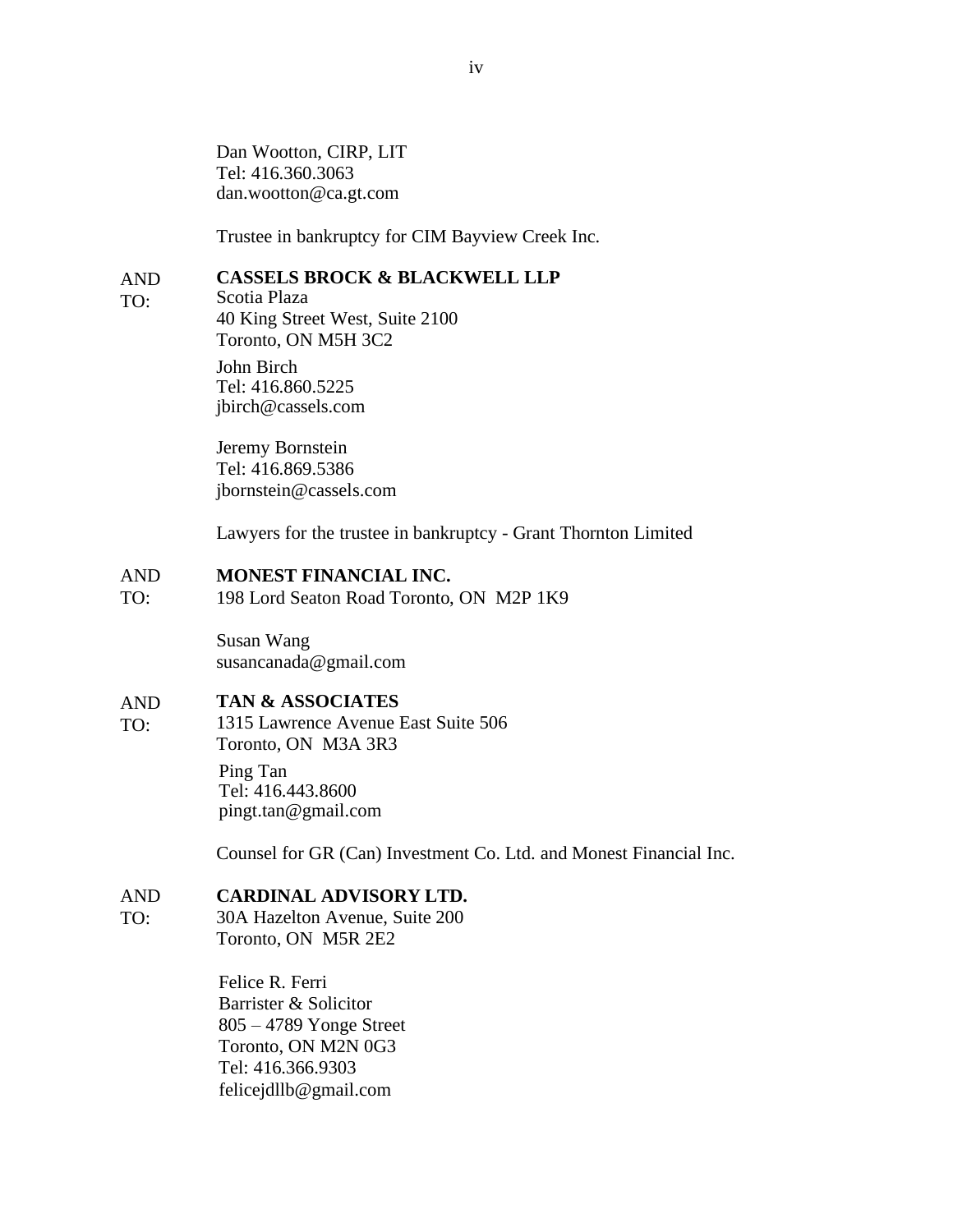Dan Wootton, CIRP, LIT
Tel: 416.360.3063
dan.wootton@ca.gt.com

Trustee in bankruptcy for CIM Bayview Creek Inc.

AND TO: **CASSELS BROCK & BLACKWELL LLP**
Scotia Plaza
40 King Street West, Suite 2100
Toronto, ON M5H 3C2

John Birch
Tel: 416.860.5225
jbirch@cassels.com

Jeremy Bornstein
Tel: 416.869.5386
jbornstein@cassels.com

Lawyers for the trustee in bankruptcy - Grant Thornton Limited

AND TO: **MONEST FINANCIAL INC.**
198 Lord Seaton Road Toronto, ON M2P 1K9

Susan Wang
susancanada@gmail.com

AND TO: **TAN & ASSOCIATES**
1315 Lawrence Avenue East Suite 506
Toronto, ON M3A 3R3

Ping Tan
Tel: 416.443.8600
pingt.tan@gmail.com

Counsel for GR (Can) Investment Co. Ltd. and Monest Financial Inc.

AND TO: **CARDINAL ADVISORY LTD.**
30A Hazelton Avenue, Suite 200
Toronto, ON M5R 2E2

Felice R. Ferri
Barrister & Solicitor
805 – 4789 Yonge Street
Toronto, ON M2N 0G3
Tel: 416.366.9303
felicejdllb@gmail.com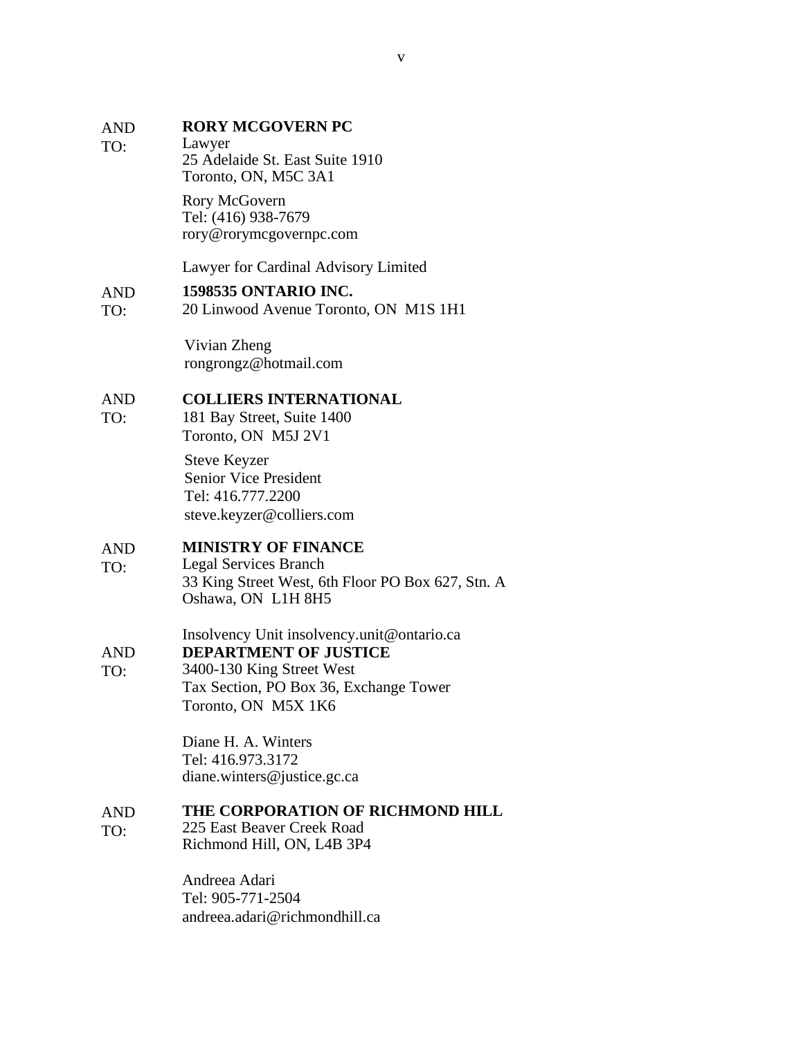AND TO: **RORY MCGOVERN PC**
Lawyer
25 Adelaide St. East Suite 1910
Toronto, ON, M5C 3A1

Rory McGovern
Tel: (416) 938-7679
rory@rorymcgovernpc.com

Lawyer for Cardinal Advisory Limited

AND TO: **1598535 ONTARIO INC.**
20 Linwood Avenue Toronto, ON M1S 1H1

Vivian Zheng
rongrongz@hotmail.com

AND TO: **COLLIERS INTERNATIONAL**
181 Bay Street, Suite 1400
Toronto, ON M5J 2V1

Steve Keyzer
Senior Vice President
Tel: 416.777.2200
steve.keyzer@colliers.com

AND TO: **MINISTRY OF FINANCE**
Legal Services Branch
33 King Street West, 6th Floor PO Box 627, Stn. A
Oshawa, ON L1H 8H5

Insolvency Unit insolvency.unit@ontario.ca

AND TO: **DEPARTMENT OF JUSTICE**
3400-130 King Street West
Tax Section, PO Box 36, Exchange Tower
Toronto, ON M5X 1K6

Diane H. A. Winters
Tel: 416.973.3172
diane.winters@justice.gc.ca

AND TO: **THE CORPORATION OF RICHMOND HILL**
225 East Beaver Creek Road
Richmond Hill, ON, L4B 3P4

Andreea Adari
Tel: 905-771-2504
andreea.adari@richmondhill.ca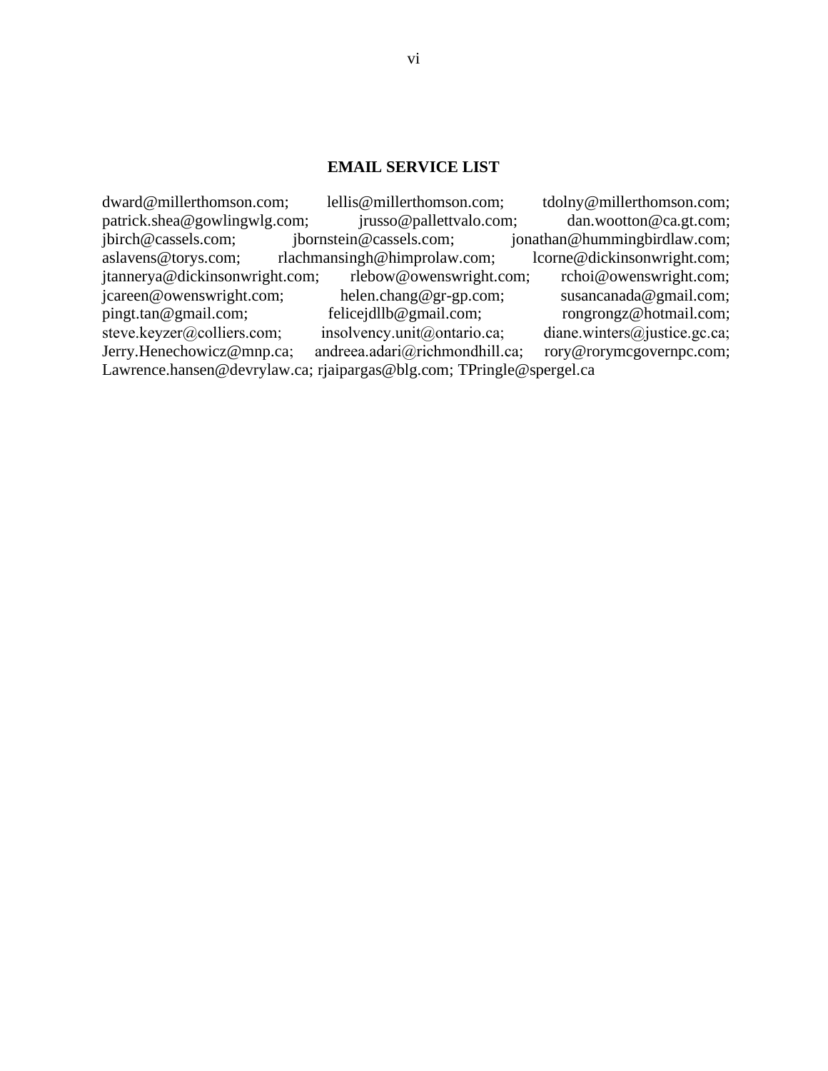**EMAIL SERVICE LIST**

dward@millerthomson.com; lellis@millerthomson.com; tdolny@millerthomson.com; patrick.shea@gowlingwlg.com; jrusso@pallettvalo.com; dan.wootton@ca.gt.com; jbirch@cassels.com; jbornstein@cassels.com; jonathan@hummingbirdlaw.com; aslavens@torys.com; rlachmansingh@himprolaw.com; lcorne@dickinsonwright.com; jtannerya@dickinsonwright.com; rlebow@owenswright.com; rchoi@owenswright.com; jcareen@owenswright.com; helen.chang@gr-gp.com; susancanada@gmail.com; pingt.tan@gmail.com; felicejdllb@gmail.com; rongrongz@hotmail.com; steve.keyzer@colliers.com; insolvency.unit@ontario.ca; diane.winters@justice.gc.ca; Jerry.Henechowicz@mnp.ca; andreea.adari@richmondhill.ca; rory@rorymcgovernpc.com; Lawrence.hansen@devrylaw.ca; rjaipargas@blg.com; TPringle@spergel.ca